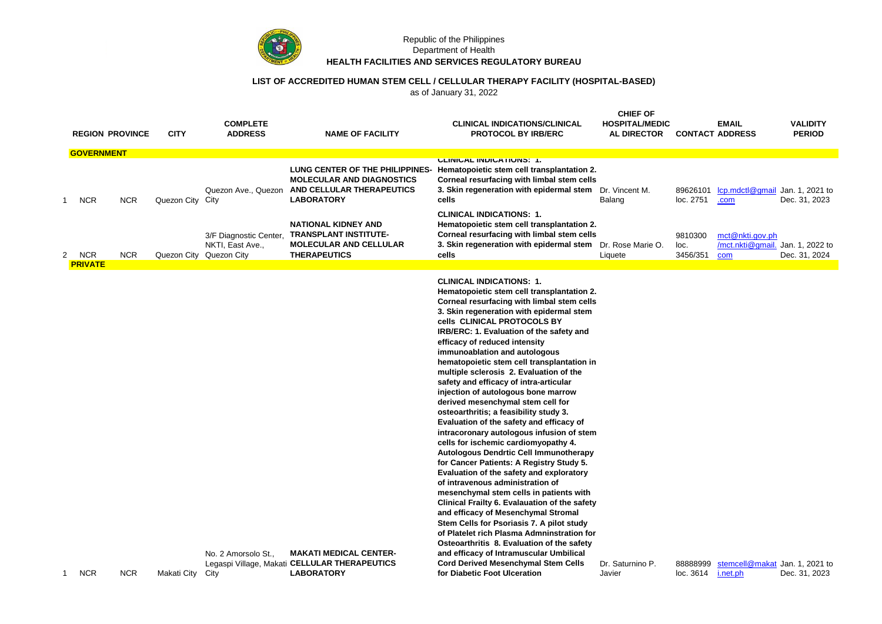Republic of the Philippines
Department of Health
**HEALTH FACILITIES AND SERVICES REGULATORY BUREAU**

**LIST OF ACCREDITED HUMAN STEM CELL / CELLULAR THERAPY FACILITY (HOSPITAL-BASED)**
as of January 31, 2022

| | REGION | PROVINCE | CITY | COMPLETE ADDRESS | NAME OF FACILITY | CLINICAL INDICATIONS/CLINICAL PROTOCOL BY IRB/ERC | CHIEF OF HOSPITAL/MEDICAL DIRECTOR | CONTACT | EMAIL ADDRESS | VALIDITY PERIOD |
|---|---|---|---|---|---|---|---|---|---|---|
| **GOVERNMENT** | | | | | | | | | | |
| 1 | NCR | NCR | Quezon City | Quezon Ave., Quezon City | **LUNG CENTER OF THE PHILIPPINES-MOLECULAR AND DIAGNOSTICS AND CELLULAR THERAPEUTICS LABORATORY** | **CLINICAL INDICATIONS: 1. Hematopoietic stem cell transplantation 2. Corneal resurfacing with limbal stem cells 3. Skin regeneration with epidermal stem cells** | Dr. Vincent M. Balang | 89626101 loc. 2751 | lcp.mdctl@gmail.com | Jan. 1, 2021 to Dec. 31, 2023 |
| 2 | NCR | NCR | Quezon City | 3/F Diagnostic Center, NKTI, East Ave., Quezon City | **NATIONAL KIDNEY AND TRANSPLANT INSTITUTE-MOLECULAR AND CELLULAR THERAPEUTICS** | **CLINICAL INDICATIONS: 1. Hematopoietic stem cell transplantation 2. Corneal resurfacing with limbal stem cells 3. Skin regeneration with epidermal stem cells** | Dr. Rose Marie O. Liquete | 9810300 loc. 3456/351 | mct@nkti.gov.ph /mct.nkti@gmail.com | Jan. 1, 2022 to Dec. 31, 2024 |
| **PRIVATE** | | | | | | | | | | |
| 1 | NCR | NCR | Makati City | No. 2 Amorsolo St., Legaspi Village, Makati City | **MAKATI MEDICAL CENTER-CELLULAR THERAPEUTICS LABORATORY** | **CLINICAL INDICATIONS: 1. Hematopoietic stem cell transplantation 2. Corneal resurfacing with limbal stem cells 3. Skin regeneration with epidermal stem cells CLINICAL PROTOCOLS BY IRB/ERC: 1. Evaluation of the safety and efficacy of reduced intensity immunoablation and autologous hematopoietic stem cell transplantation in multiple sclerosis 2. Evaluation of the safety and efficacy of intra-articular injection of autologous bone marrow derived mesenchymal stem cell for osteoarthritis; a feasibility study 3. Evaluation of the safety and efficacy of intracoronary autologous infusion of stem cells for ischemic cardiomyopathy 4. Autologous Dendrtic Cell Immunotherapy for Cancer Patients: A Registry Study 5. Evaluation of the safety and exploratory of intravenous administration of mesenchymal stem cells in patients with Clinical Frailty 6. Evalauation of the safety and efficacy of Mesenchymal Stromal Stem Cells for Psoriasis 7. A pilot study of Platelet rich Plasma Admninstration for Osteoarthritis 8. Evaluation of the safety and efficacy of Intramuscular Umbilical Cord Derived Mesenchymal Stem Cells for Diabetic Foot Ulceration** | Dr. Saturnino P. Javier | 88888999 loc. 3614 | stemcell@makati.net.ph | Jan. 1, 2021 to Dec. 31, 2023 |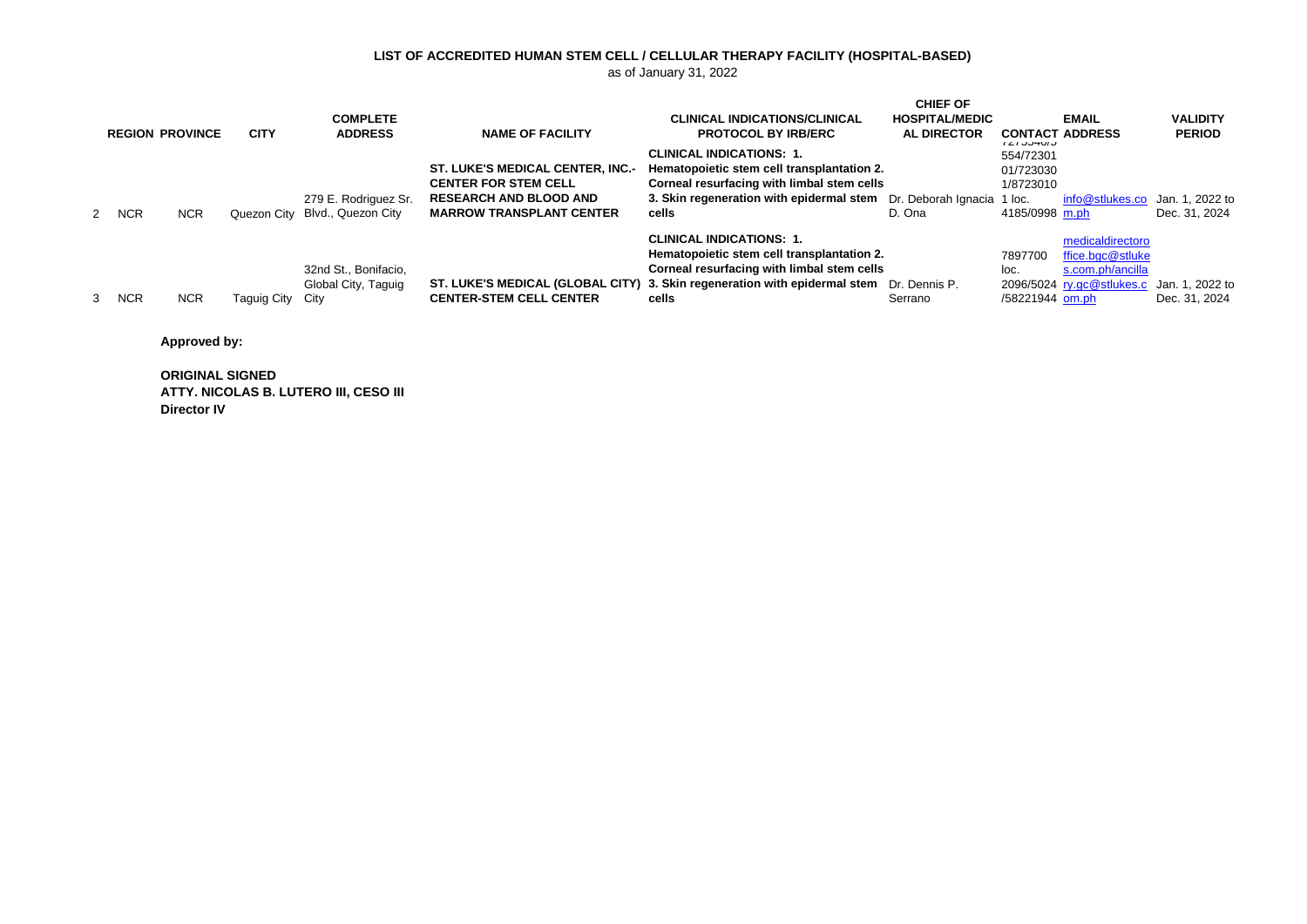**LIST OF ACCREDITED HUMAN STEM CELL / CELLULAR THERAPY FACILITY (HOSPITAL-BASED)**

as of January 31, 2022

| | REGION | PROVINCE | CITY | COMPLETE ADDRESS | NAME OF FACILITY | CLINICAL INDICATIONS/CLINICAL PROTOCOL BY IRB/ERC | CHIEF OF HOSPITAL/MEDICAL DIRECTOR | CONTACT | EMAIL ADDRESS | VALIDITY PERIOD |
|---|---|---|---|---|---|---|---|---|---|---|
| 2 | NCR | NCR | Quezon City | 279 E. Rodriguez Sr. Blvd., Quezon City | **ST. LUKE'S MEDICAL CENTER, INC.- CENTER FOR STEM CELL RESEARCH AND BLOOD AND MARROW TRANSPLANT CENTER** | **CLINICAL INDICATIONS: 1. Hematopoietic stem cell transplantation 2. Corneal resurfacing with limbal stem cells 3. Skin regeneration with epidermal stem cells** | Dr. Deborah Ignacia D. Ona | 72735407554/72301 01/723030 1/8723010 1 loc. 4185/0998 | info@stlukes.com.ph | Jan. 1, 2022 to Dec. 31, 2024 |
| 3 | NCR | NCR | Taguig City | 32nd St., Bonifacio, Global City, Taguig City | **ST. LUKE'S MEDICAL (GLOBAL CITY) CENTER-STEM CELL CENTER** | **CLINICAL INDICATIONS: 1. Hematopoietic stem cell transplantation 2. Corneal resurfacing with limbal stem cells 3. Skin regeneration with epidermal stem cells** | Dr. Dennis P. Serrano | 7897700 loc. 2096/5024 /58221944 | medicaldirectoroffice.bgc@stlukes.com.ph/ancillary.gc@stlukes.com.ph | Jan. 1, 2022 to Dec. 31, 2024 |

**Approved by:**

**ORIGINAL SIGNED**
**ATTY. NICOLAS B. LUTERO III, CESO III**
**Director IV**